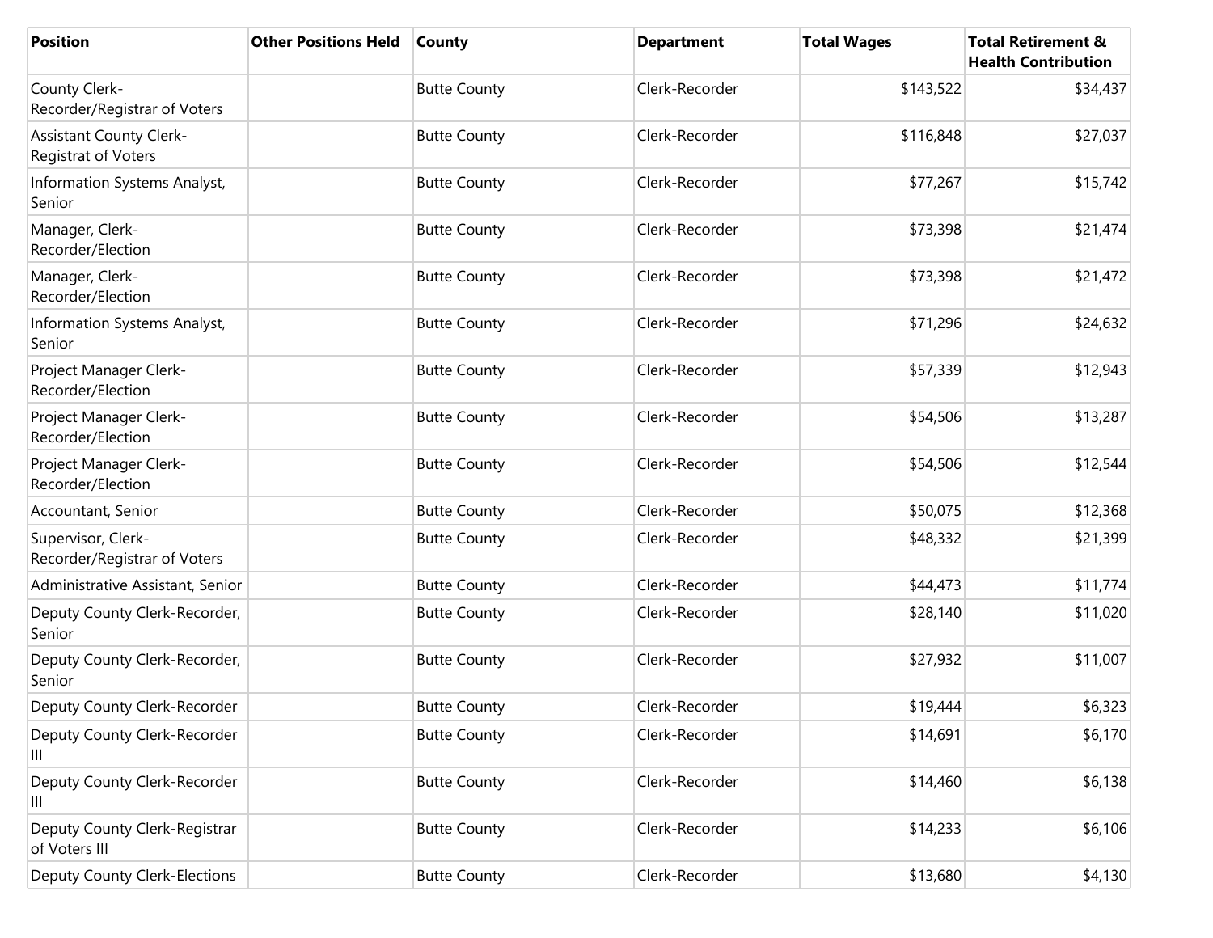| Position | Other Positions Held | County | Department | Total Wages | Total Retirement & Health Contribution |
|---|---|---|---|---|---|
| County Clerk-Recorder/Registrar of Voters | | Butte County | Clerk-Recorder | $143,522 | $34,437 |
| Assistant County Clerk-Registrat of Voters | | Butte County | Clerk-Recorder | $116,848 | $27,037 |
| Information Systems Analyst, Senior | | Butte County | Clerk-Recorder | $77,267 | $15,742 |
| Manager, Clerk-Recorder/Election | | Butte County | Clerk-Recorder | $73,398 | $21,474 |
| Manager, Clerk-Recorder/Election | | Butte County | Clerk-Recorder | $73,398 | $21,472 |
| Information Systems Analyst, Senior | | Butte County | Clerk-Recorder | $71,296 | $24,632 |
| Project Manager Clerk-Recorder/Election | | Butte County | Clerk-Recorder | $57,339 | $12,943 |
| Project Manager Clerk-Recorder/Election | | Butte County | Clerk-Recorder | $54,506 | $13,287 |
| Project Manager Clerk-Recorder/Election | | Butte County | Clerk-Recorder | $54,506 | $12,544 |
| Accountant, Senior | | Butte County | Clerk-Recorder | $50,075 | $12,368 |
| Supervisor, Clerk-Recorder/Registrar of Voters | | Butte County | Clerk-Recorder | $48,332 | $21,399 |
| Administrative Assistant, Senior | | Butte County | Clerk-Recorder | $44,473 | $11,774 |
| Deputy County Clerk-Recorder, Senior | | Butte County | Clerk-Recorder | $28,140 | $11,020 |
| Deputy County Clerk-Recorder, Senior | | Butte County | Clerk-Recorder | $27,932 | $11,007 |
| Deputy County Clerk-Recorder | | Butte County | Clerk-Recorder | $19,444 | $6,323 |
| Deputy County Clerk-Recorder III | | Butte County | Clerk-Recorder | $14,691 | $6,170 |
| Deputy County Clerk-Recorder III | | Butte County | Clerk-Recorder | $14,460 | $6,138 |
| Deputy County Clerk-Registrar of Voters III | | Butte County | Clerk-Recorder | $14,233 | $6,106 |
| Deputy County Clerk-Elections | | Butte County | Clerk-Recorder | $13,680 | $4,130 |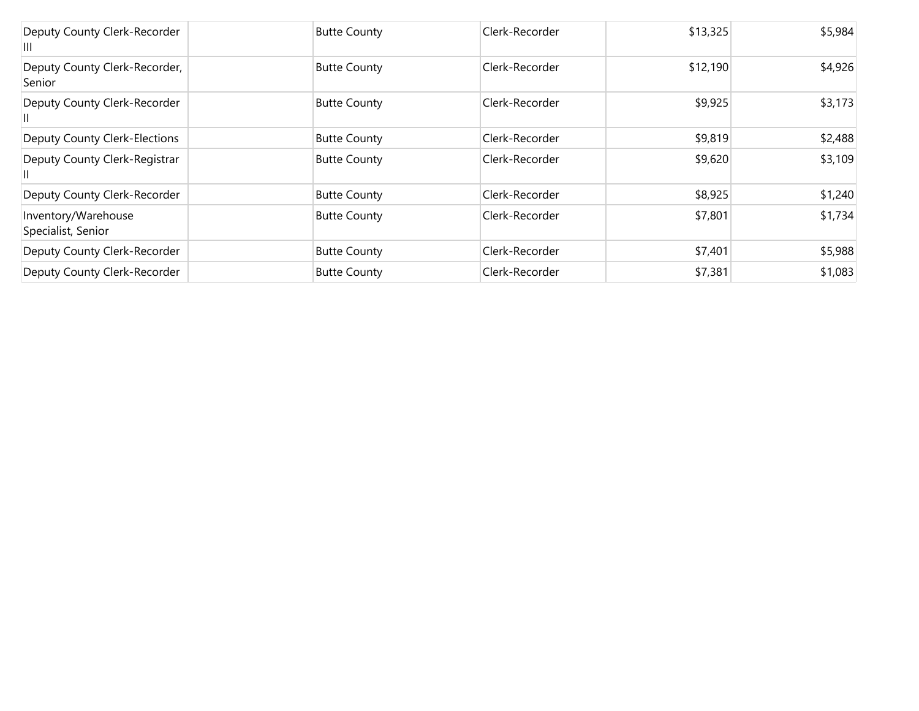| | | | | | |
|---|---|---|---|---|---|
| Deputy County Clerk-Recorder III | | Butte County | Clerk-Recorder | $13,325 | $5,984 |
| Deputy County Clerk-Recorder, Senior | | Butte County | Clerk-Recorder | $12,190 | $4,926 |
| Deputy County Clerk-Recorder II | | Butte County | Clerk-Recorder | $9,925 | $3,173 |
| Deputy County Clerk-Elections | | Butte County | Clerk-Recorder | $9,819 | $2,488 |
| Deputy County Clerk-Registrar II | | Butte County | Clerk-Recorder | $9,620 | $3,109 |
| Deputy County Clerk-Recorder | | Butte County | Clerk-Recorder | $8,925 | $1,240 |
| Inventory/Warehouse Specialist, Senior | | Butte County | Clerk-Recorder | $7,801 | $1,734 |
| Deputy County Clerk-Recorder | | Butte County | Clerk-Recorder | $7,401 | $5,988 |
| Deputy County Clerk-Recorder | | Butte County | Clerk-Recorder | $7,381 | $1,083 |